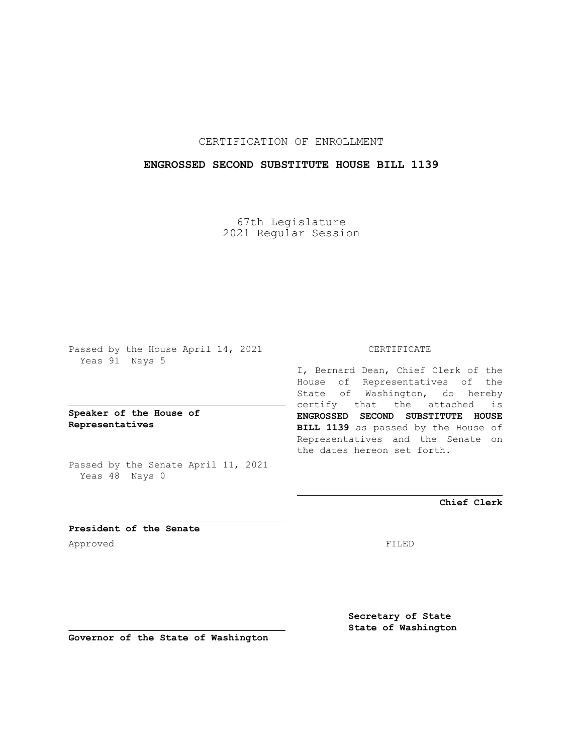CERTIFICATION OF ENROLLMENT

**ENGROSSED SECOND SUBSTITUTE HOUSE BILL 1139**

67th Legislature
2021 Regular Session

Passed by the House April 14, 2021
Yeas 91 Nays 5

**Speaker of the House of Representatives**

Passed by the Senate April 11, 2021
Yeas 48 Nays 0

**President of the Senate**

Approved

**Governor of the State of Washington**

CERTIFICATE

I, Bernard Dean, Chief Clerk of the House of Representatives of the State of Washington, do hereby certify that the attached is **ENGROSSED SECOND SUBSTITUTE HOUSE BILL 1139** as passed by the House of Representatives and the Senate on the dates hereon set forth.

**Chief Clerk**

FILED

**Secretary of State**
**State of Washington**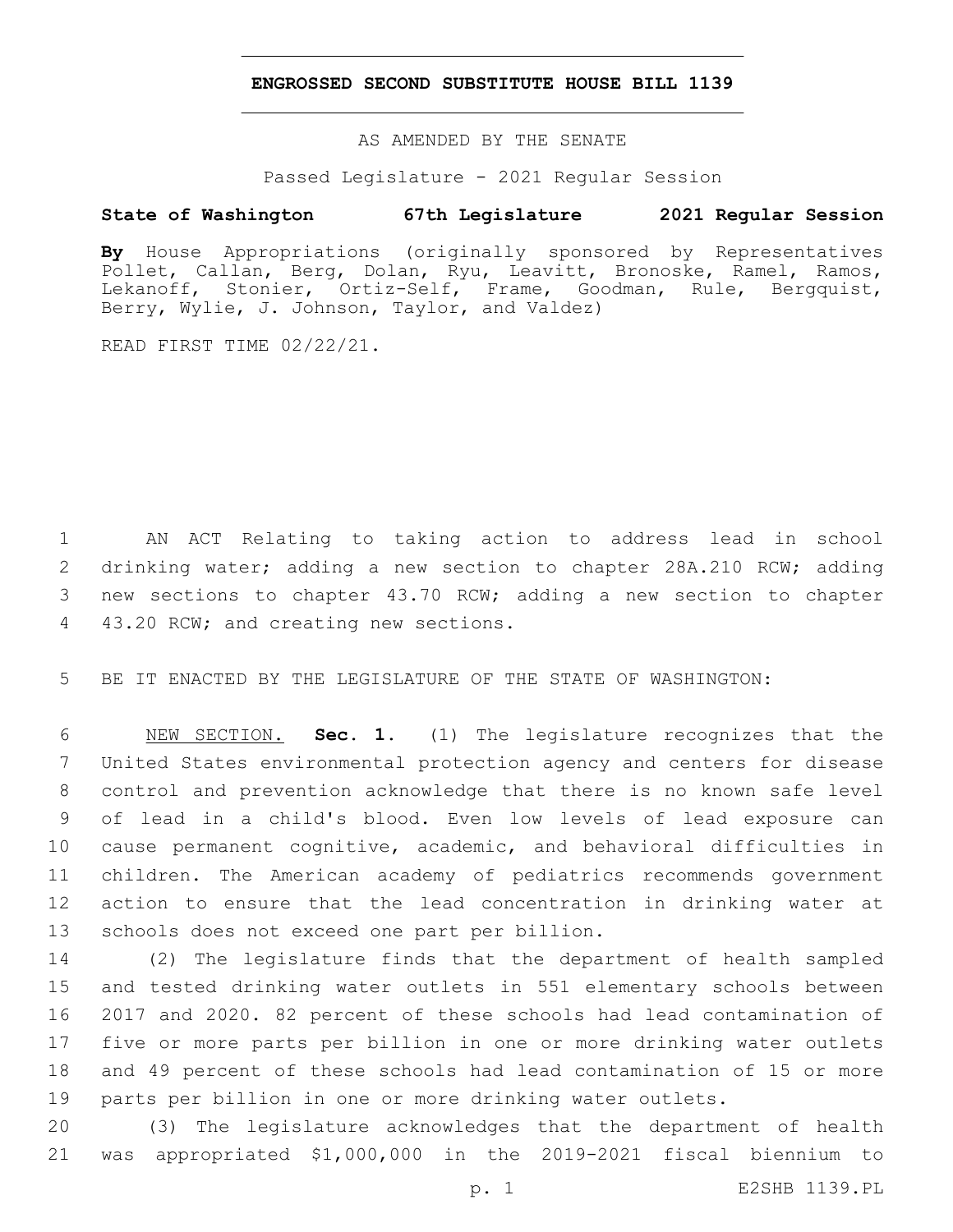# ENGROSSED SECOND SUBSTITUTE HOUSE BILL 1139

AS AMENDED BY THE SENATE

Passed Legislature - 2021 Regular Session

**State of Washington 67th Legislature 2021 Regular Session**

**By** House Appropriations (originally sponsored by Representatives Pollet, Callan, Berg, Dolan, Ryu, Leavitt, Bronoske, Ramel, Ramos, Lekanoff, Stonier, Ortiz-Self, Frame, Goodman, Rule, Bergquist, Berry, Wylie, J. Johnson, Taylor, and Valdez)

READ FIRST TIME 02/22/21.

AN ACT Relating to taking action to address lead in school drinking water; adding a new section to chapter 28A.210 RCW; adding new sections to chapter 43.70 RCW; adding a new section to chapter 43.20 RCW; and creating new sections.

BE IT ENACTED BY THE LEGISLATURE OF THE STATE OF WASHINGTON:

NEW SECTION. **Sec. 1.** (1) The legislature recognizes that the United States environmental protection agency and centers for disease control and prevention acknowledge that there is no known safe level of lead in a child's blood. Even low levels of lead exposure can cause permanent cognitive, academic, and behavioral difficulties in children. The American academy of pediatrics recommends government action to ensure that the lead concentration in drinking water at schools does not exceed one part per billion.

(2) The legislature finds that the department of health sampled and tested drinking water outlets in 551 elementary schools between 2017 and 2020. 82 percent of these schools had lead contamination of five or more parts per billion in one or more drinking water outlets and 49 percent of these schools had lead contamination of 15 or more parts per billion in one or more drinking water outlets.

(3) The legislature acknowledges that the department of health was appropriated $1,000,000 in the 2019-2021 fiscal biennium to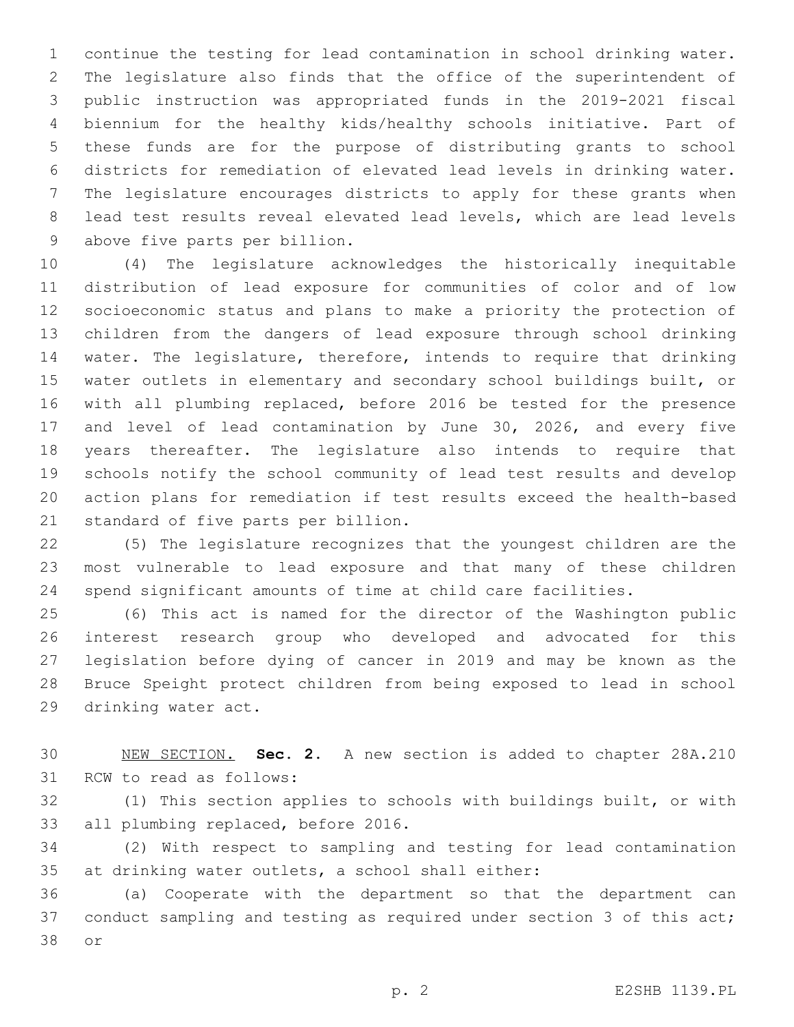continue the testing for lead contamination in school drinking water. The legislature also finds that the office of the superintendent of public instruction was appropriated funds in the 2019-2021 fiscal biennium for the healthy kids/healthy schools initiative. Part of these funds are for the purpose of distributing grants to school districts for remediation of elevated lead levels in drinking water. The legislature encourages districts to apply for these grants when lead test results reveal elevated lead levels, which are lead levels above five parts per billion.

(4) The legislature acknowledges the historically inequitable distribution of lead exposure for communities of color and of low socioeconomic status and plans to make a priority the protection of children from the dangers of lead exposure through school drinking water. The legislature, therefore, intends to require that drinking water outlets in elementary and secondary school buildings built, or with all plumbing replaced, before 2016 be tested for the presence and level of lead contamination by June 30, 2026, and every five years thereafter. The legislature also intends to require that schools notify the school community of lead test results and develop action plans for remediation if test results exceed the health-based standard of five parts per billion.

(5) The legislature recognizes that the youngest children are the most vulnerable to lead exposure and that many of these children spend significant amounts of time at child care facilities.

(6) This act is named for the director of the Washington public interest research group who developed and advocated for this legislation before dying of cancer in 2019 and may be known as the Bruce Speight protect children from being exposed to lead in school drinking water act.

NEW SECTION. **Sec. 2.** A new section is added to chapter 28A.210 RCW to read as follows:

(1) This section applies to schools with buildings built, or with all plumbing replaced, before 2016.

(2) With respect to sampling and testing for lead contamination at drinking water outlets, a school shall either:

(a) Cooperate with the department so that the department can conduct sampling and testing as required under section 3 of this act; or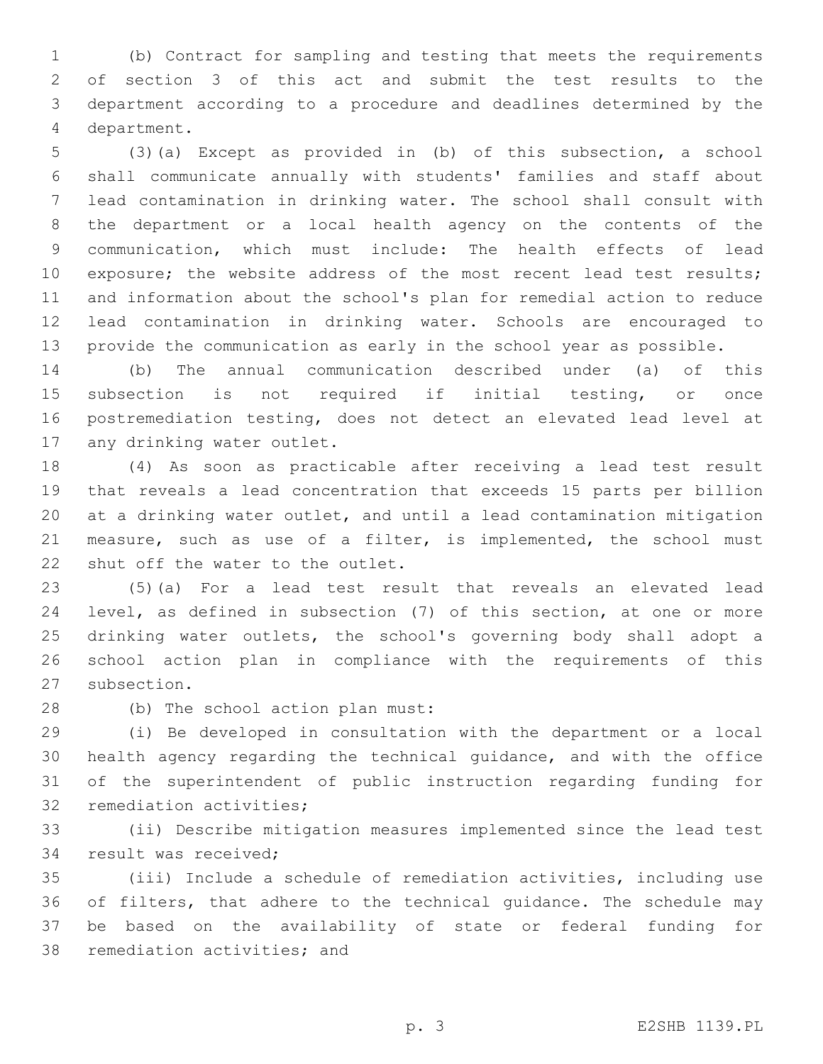(b) Contract for sampling and testing that meets the requirements of section 3 of this act and submit the test results to the department according to a procedure and deadlines determined by the department.

(3)(a) Except as provided in (b) of this subsection, a school shall communicate annually with students' families and staff about lead contamination in drinking water. The school shall consult with the department or a local health agency on the contents of the communication, which must include: The health effects of lead exposure; the website address of the most recent lead test results; and information about the school's plan for remedial action to reduce lead contamination in drinking water. Schools are encouraged to provide the communication as early in the school year as possible.

(b) The annual communication described under (a) of this subsection is not required if initial testing, or once postremediation testing, does not detect an elevated lead level at any drinking water outlet.

(4) As soon as practicable after receiving a lead test result that reveals a lead concentration that exceeds 15 parts per billion at a drinking water outlet, and until a lead contamination mitigation measure, such as use of a filter, is implemented, the school must shut off the water to the outlet.

(5)(a) For a lead test result that reveals an elevated lead level, as defined in subsection (7) of this section, at one or more drinking water outlets, the school's governing body shall adopt a school action plan in compliance with the requirements of this subsection.

(b) The school action plan must:

(i) Be developed in consultation with the department or a local health agency regarding the technical guidance, and with the office of the superintendent of public instruction regarding funding for remediation activities;

(ii) Describe mitigation measures implemented since the lead test result was received;

(iii) Include a schedule of remediation activities, including use of filters, that adhere to the technical guidance. The schedule may be based on the availability of state or federal funding for remediation activities; and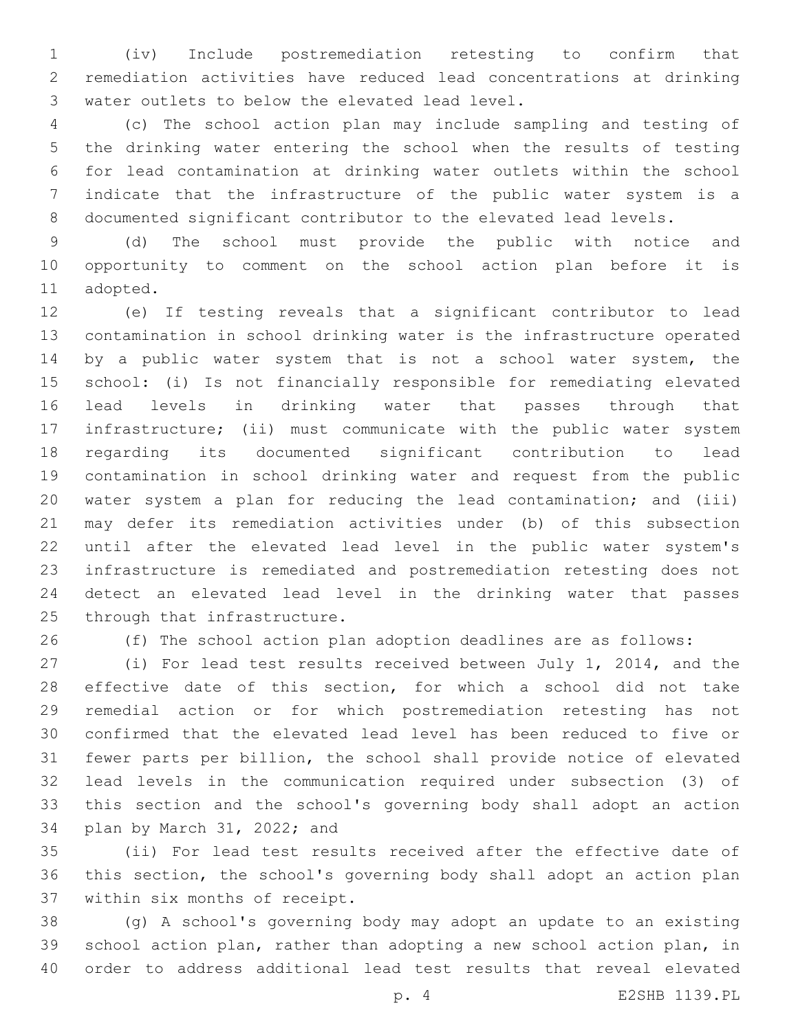(iv) Include postremediation retesting to confirm that remediation activities have reduced lead concentrations at drinking water outlets to below the elevated lead level.

(c) The school action plan may include sampling and testing of the drinking water entering the school when the results of testing for lead contamination at drinking water outlets within the school indicate that the infrastructure of the public water system is a documented significant contributor to the elevated lead levels.

(d) The school must provide the public with notice and opportunity to comment on the school action plan before it is adopted.

(e) If testing reveals that a significant contributor to lead contamination in school drinking water is the infrastructure operated by a public water system that is not a school water system, the school: (i) Is not financially responsible for remediating elevated lead levels in drinking water that passes through that infrastructure; (ii) must communicate with the public water system regarding its documented significant contribution to lead contamination in school drinking water and request from the public water system a plan for reducing the lead contamination; and (iii) may defer its remediation activities under (b) of this subsection until after the elevated lead level in the public water system's infrastructure is remediated and postremediation retesting does not detect an elevated lead level in the drinking water that passes through that infrastructure.

(f) The school action plan adoption deadlines are as follows:

(i) For lead test results received between July 1, 2014, and the effective date of this section, for which a school did not take remedial action or for which postremediation retesting has not confirmed that the elevated lead level has been reduced to five or fewer parts per billion, the school shall provide notice of elevated lead levels in the communication required under subsection (3) of this section and the school's governing body shall adopt an action plan by March 31, 2022; and

(ii) For lead test results received after the effective date of this section, the school's governing body shall adopt an action plan within six months of receipt.

(g) A school's governing body may adopt an update to an existing school action plan, rather than adopting a new school action plan, in order to address additional lead test results that reveal elevated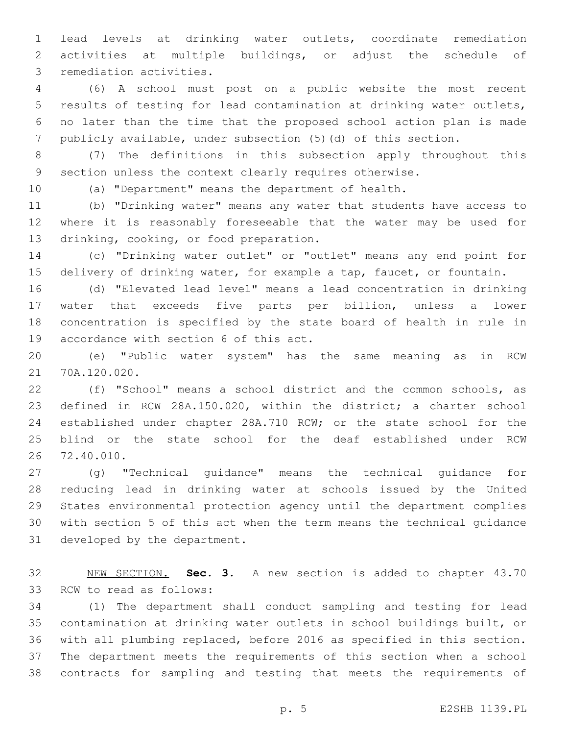lead levels at drinking water outlets, coordinate remediation activities at multiple buildings, or adjust the schedule of remediation activities.

(6) A school must post on a public website the most recent results of testing for lead contamination at drinking water outlets, no later than the time that the proposed school action plan is made publicly available, under subsection (5)(d) of this section.

(7) The definitions in this subsection apply throughout this section unless the context clearly requires otherwise.

(a) "Department" means the department of health.

(b) "Drinking water" means any water that students have access to where it is reasonably foreseeable that the water may be used for drinking, cooking, or food preparation.

(c) "Drinking water outlet" or "outlet" means any end point for delivery of drinking water, for example a tap, faucet, or fountain.

(d) "Elevated lead level" means a lead concentration in drinking water that exceeds five parts per billion, unless a lower concentration is specified by the state board of health in rule in accordance with section 6 of this act.

(e) "Public water system" has the same meaning as in RCW 70A.120.020.

(f) "School" means a school district and the common schools, as defined in RCW 28A.150.020, within the district; a charter school established under chapter 28A.710 RCW; or the state school for the blind or the state school for the deaf established under RCW 72.40.010.

(g) "Technical guidance" means the technical guidance for reducing lead in drinking water at schools issued by the United States environmental protection agency until the department complies with section 5 of this act when the term means the technical guidance developed by the department.

NEW SECTION. **Sec. 3.** A new section is added to chapter 43.70 RCW to read as follows:

(1) The department shall conduct sampling and testing for lead contamination at drinking water outlets in school buildings built, or with all plumbing replaced, before 2016 as specified in this section. The department meets the requirements of this section when a school contracts for sampling and testing that meets the requirements of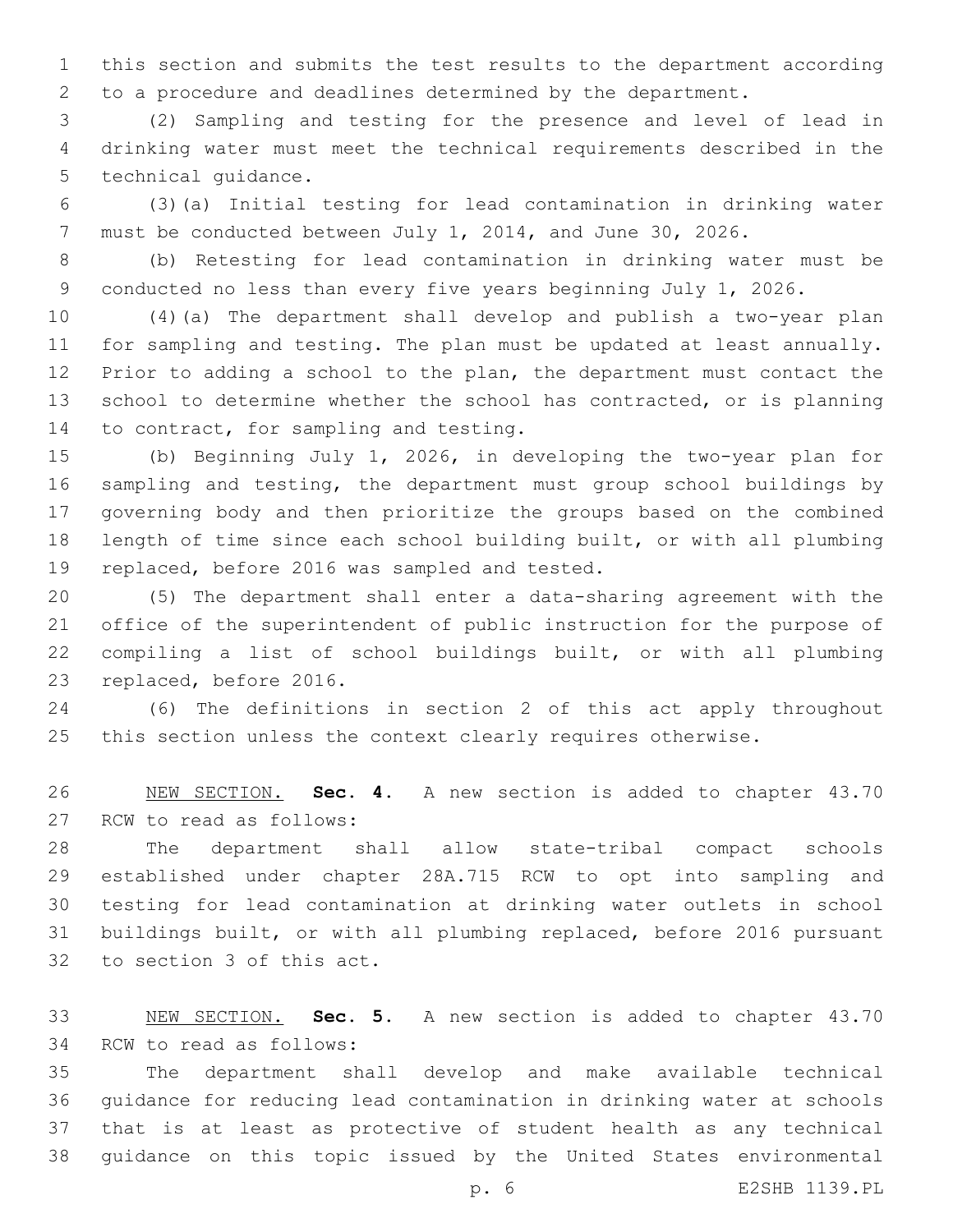this section and submits the test results to the department according to a procedure and deadlines determined by the department.

(2) Sampling and testing for the presence and level of lead in drinking water must meet the technical requirements described in the technical guidance.

(3)(a) Initial testing for lead contamination in drinking water must be conducted between July 1, 2014, and June 30, 2026.

(b) Retesting for lead contamination in drinking water must be conducted no less than every five years beginning July 1, 2026.

(4)(a) The department shall develop and publish a two-year plan for sampling and testing. The plan must be updated at least annually. Prior to adding a school to the plan, the department must contact the school to determine whether the school has contracted, or is planning to contract, for sampling and testing.

(b) Beginning July 1, 2026, in developing the two-year plan for sampling and testing, the department must group school buildings by governing body and then prioritize the groups based on the combined length of time since each school building built, or with all plumbing replaced, before 2016 was sampled and tested.

(5) The department shall enter a data-sharing agreement with the office of the superintendent of public instruction for the purpose of compiling a list of school buildings built, or with all plumbing replaced, before 2016.

(6) The definitions in section 2 of this act apply throughout this section unless the context clearly requires otherwise.

NEW SECTION. **Sec. 4.** A new section is added to chapter 43.70 RCW to read as follows:

The department shall allow state-tribal compact schools established under chapter 28A.715 RCW to opt into sampling and testing for lead contamination at drinking water outlets in school buildings built, or with all plumbing replaced, before 2016 pursuant to section 3 of this act.

NEW SECTION. **Sec. 5.** A new section is added to chapter 43.70 RCW to read as follows:

The department shall develop and make available technical guidance for reducing lead contamination in drinking water at schools that is at least as protective of student health as any technical guidance on this topic issued by the United States environmental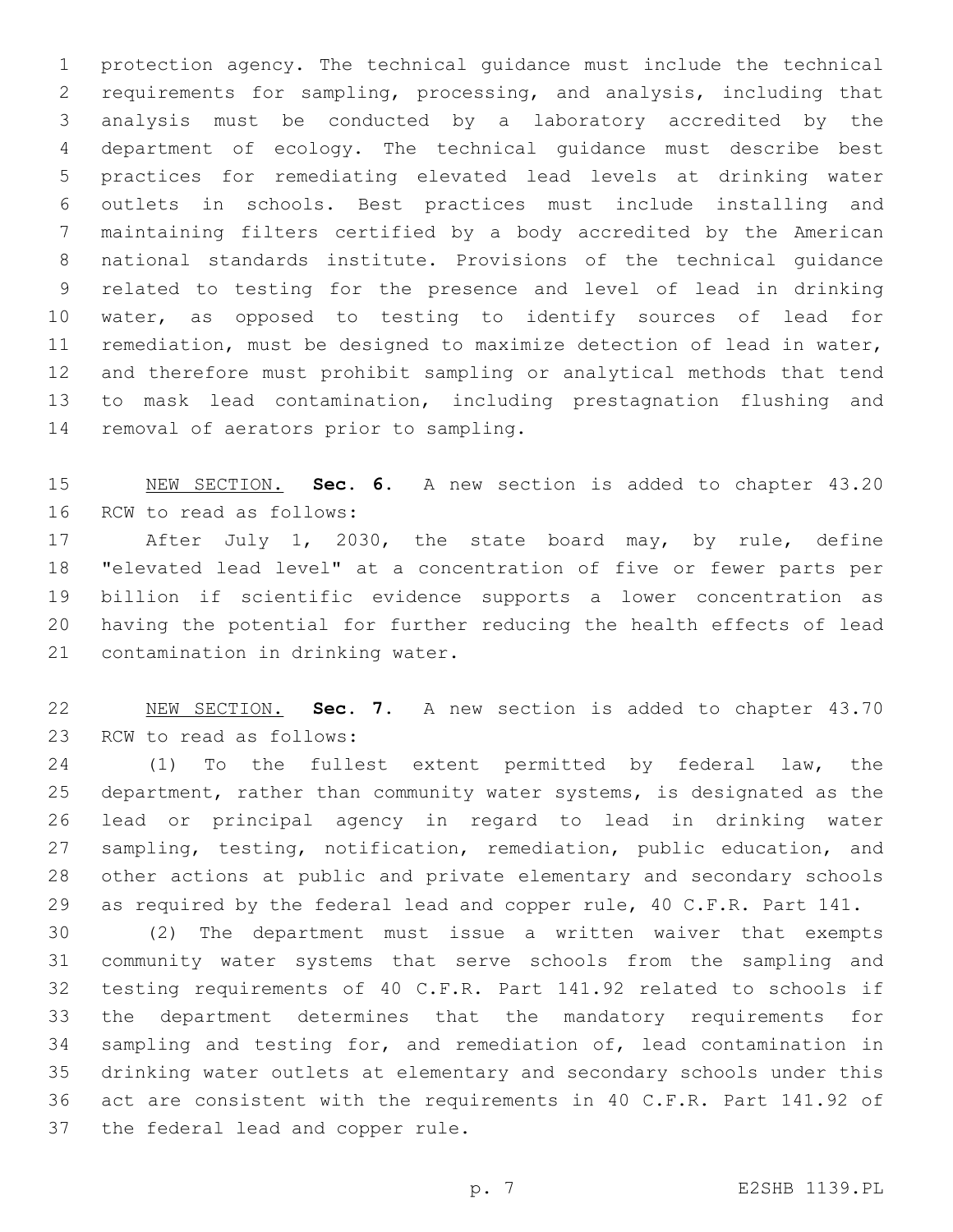protection agency. The technical guidance must include the technical requirements for sampling, processing, and analysis, including that analysis must be conducted by a laboratory accredited by the department of ecology. The technical guidance must describe best practices for remediating elevated lead levels at drinking water outlets in schools. Best practices must include installing and maintaining filters certified by a body accredited by the American national standards institute. Provisions of the technical guidance related to testing for the presence and level of lead in drinking water, as opposed to testing to identify sources of lead for remediation, must be designed to maximize detection of lead in water, and therefore must prohibit sampling or analytical methods that tend to mask lead contamination, including prestagnation flushing and removal of aerators prior to sampling.

NEW SECTION. **Sec. 6.** A new section is added to chapter 43.20 RCW to read as follows:

After July 1, 2030, the state board may, by rule, define "elevated lead level" at a concentration of five or fewer parts per billion if scientific evidence supports a lower concentration as having the potential for further reducing the health effects of lead contamination in drinking water.

NEW SECTION. **Sec. 7.** A new section is added to chapter 43.70 RCW to read as follows:

(1) To the fullest extent permitted by federal law, the department, rather than community water systems, is designated as the lead or principal agency in regard to lead in drinking water sampling, testing, notification, remediation, public education, and other actions at public and private elementary and secondary schools as required by the federal lead and copper rule, 40 C.F.R. Part 141.

(2) The department must issue a written waiver that exempts community water systems that serve schools from the sampling and testing requirements of 40 C.F.R. Part 141.92 related to schools if the department determines that the mandatory requirements for sampling and testing for, and remediation of, lead contamination in drinking water outlets at elementary and secondary schools under this act are consistent with the requirements in 40 C.F.R. Part 141.92 of the federal lead and copper rule.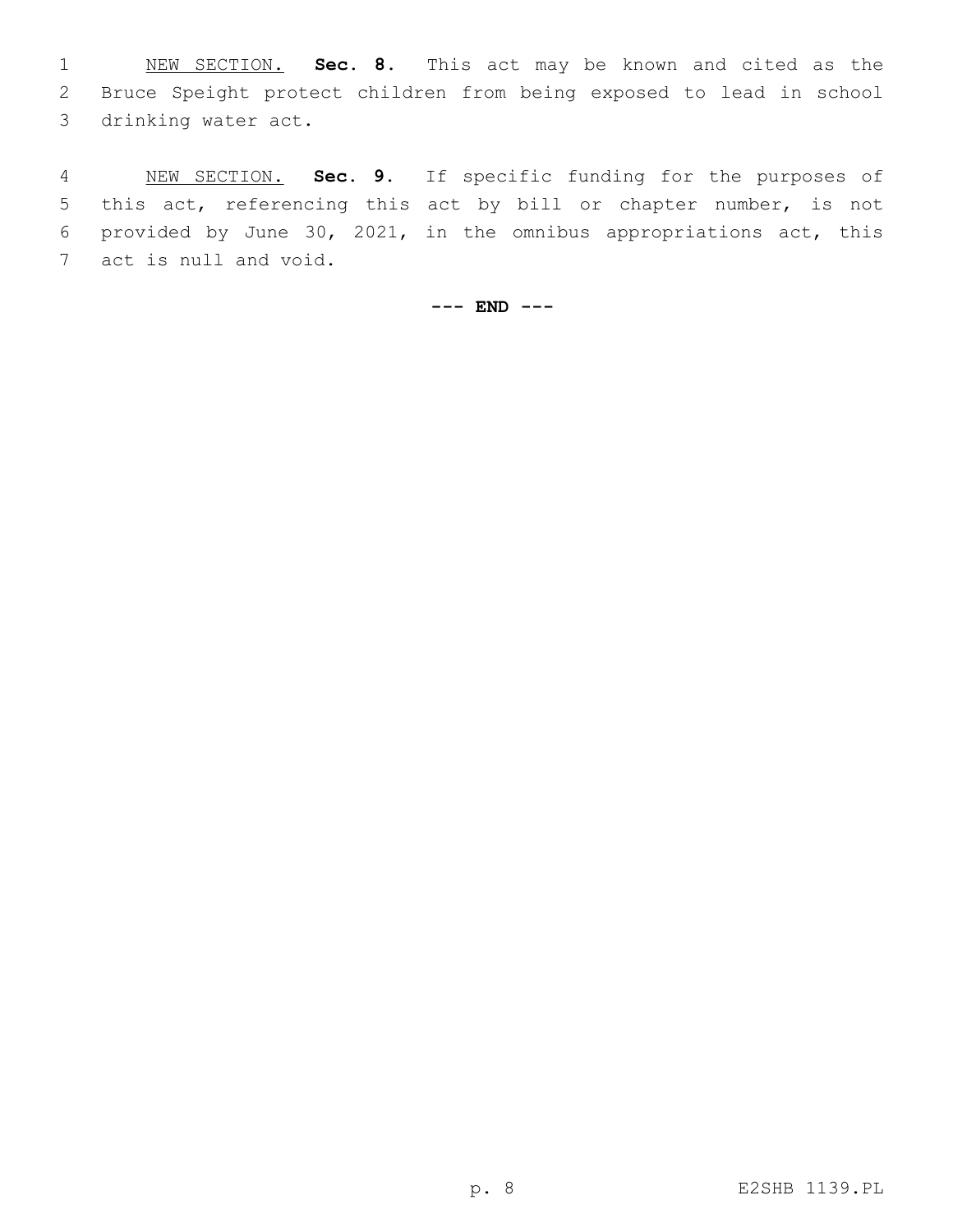NEW SECTION. **Sec. 8.** This act may be known and cited as the Bruce Speight protect children from being exposed to lead in school drinking water act.

NEW SECTION. **Sec. 9.** If specific funding for the purposes of this act, referencing this act by bill or chapter number, is not provided by June 30, 2021, in the omnibus appropriations act, this act is null and void.

**--- END ---**